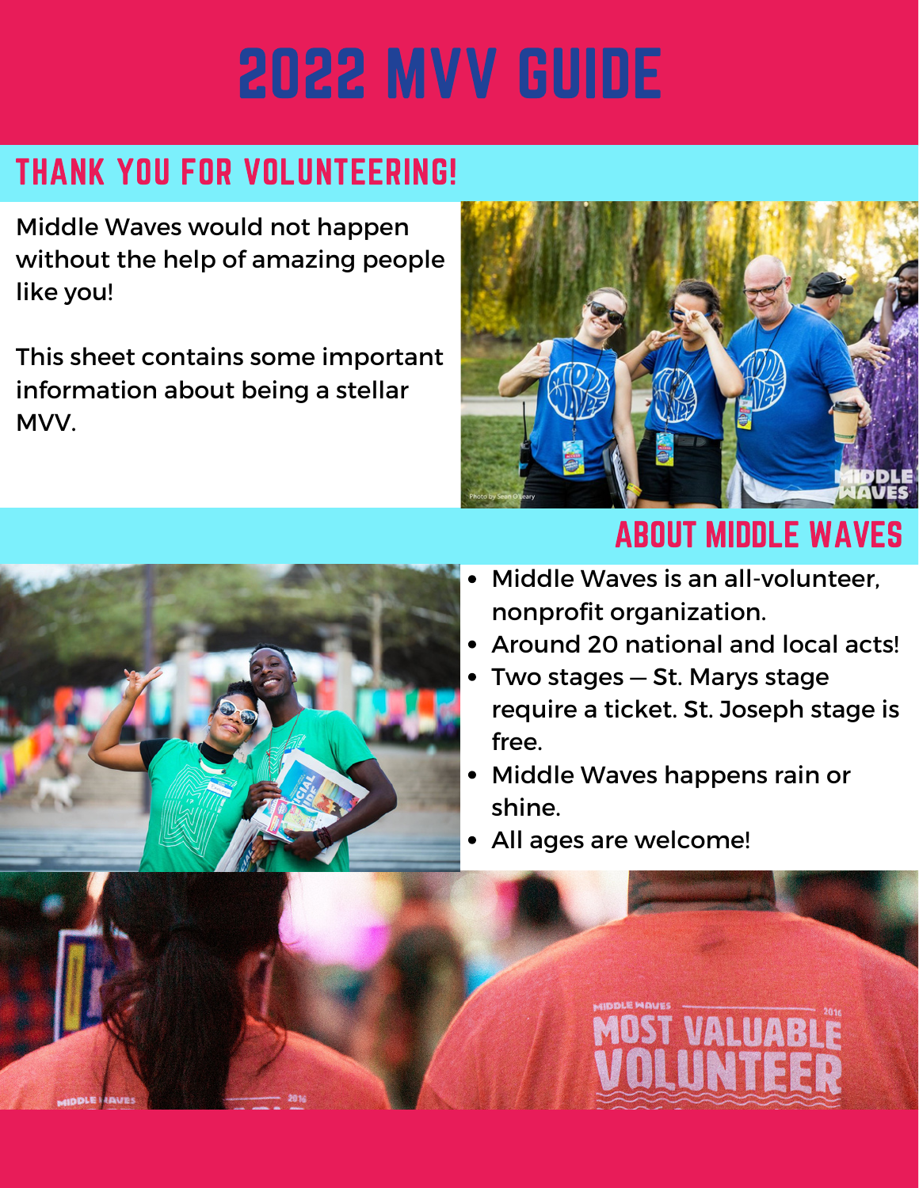# 2022 MVV GUIDE

## THANK YOU FOR VOLUNTEERING!

Middle Waves would not happen without the help of amazing people like you!

This sheet contains some important information about being a stellar MVV.

## ABOUT MIDDLE WAVES

- Middle Waves is an all-volunteer, nonprofit organization.
- Around 20 national and local acts!
- Two stages — St. Marys stage require a ticket. St. Joseph stage is free.
- Middle Waves happens rain or shine.
- All ages are welcome!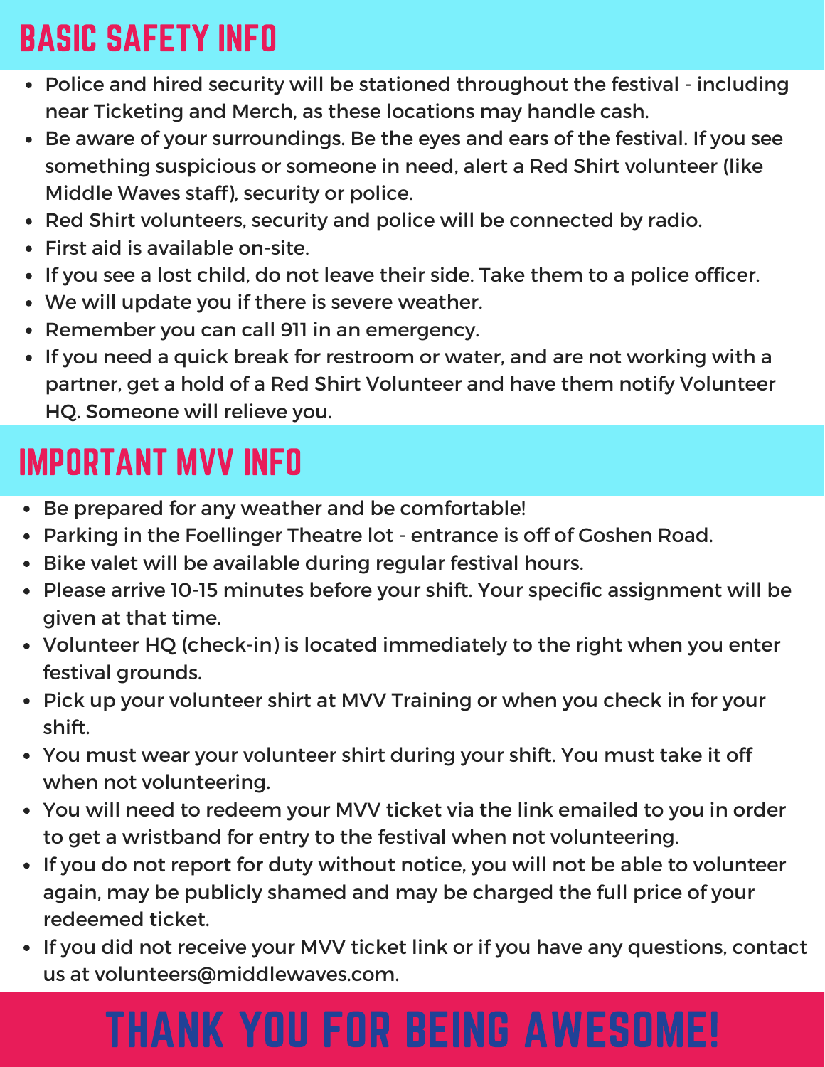## BASIC SAFETY INFO

- Police and hired security will be stationed throughout the festival - including near Ticketing and Merch, as these locations may handle cash.
- Be aware of your surroundings. Be the eyes and ears of the festival. If you see something suspicious or someone in need, alert a Red Shirt volunteer (like Middle Waves staff), security or police.
- Red Shirt volunteers, security and police will be connected by radio.
- First aid is available on-site.
- If you see a lost child, do not leave their side. Take them to a police officer.
- We will update you if there is severe weather.
- Remember you can call 911 in an emergency.
- If you need a quick break for restroom or water, and are not working with a partner, get a hold of a Red Shirt Volunteer and have them notify Volunteer HQ. Someone will relieve you.

## IMPORTANT MVV INFO

- Be prepared for any weather and be comfortable!
- Parking in the Foellinger Theatre lot - entrance is off of Goshen Road.
- Bike valet will be available during regular festival hours.
- Please arrive 10-15 minutes before your shift. Your specific assignment will be given at that time.
- Volunteer HQ (check-in) is located immediately to the right when you enter festival grounds.
- Pick up your volunteer shirt at MVV Training or when you check in for your shift.
- You must wear your volunteer shirt during your shift. You must take it off when not volunteering.
- You will need to redeem your MVV ticket via the link emailed to you in order to get a wristband for entry to the festival when not volunteering.
- If you do not report for duty without notice, you will not be able to volunteer again, may be publicly shamed and may be charged the full price of your redeemed ticket.
- If you did not receive your MVV ticket link or if you have any questions, contact us at volunteers@middlewaves.com.

# THANK YOU FOR BEING AWESOME!